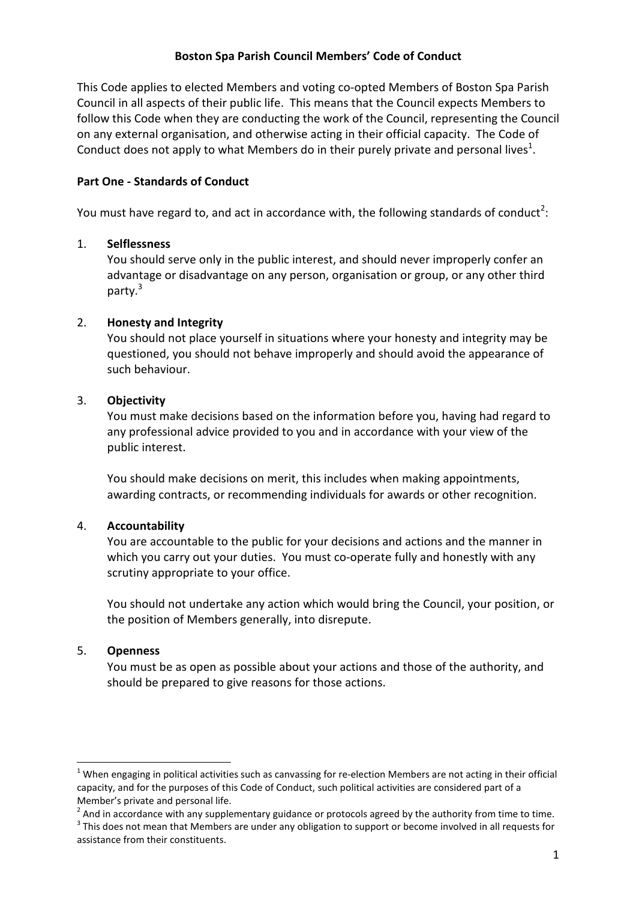# Boston Spa Parish Council Members' Code of Conduct

This Code applies to elected Members and voting co-opted Members of Boston Spa Parish Council in all aspects of their public life. This means that the Council expects Members to follow this Code when they are conducting the work of the Council, representing the Council on any external organisation, and otherwise acting in their official capacity. The Code of Conduct does not apply to what Members do in their purely private and personal lives[1].

## Part One - Standards of Conduct

You must have regard to, and act in accordance with, the following standards of conduct[2]:

1. **Selflessness**
   You should serve only in the public interest, and should never improperly confer an advantage or disadvantage on any person, organisation or group, or any other third party.[3]

2. **Honesty and Integrity**
   You should not place yourself in situations where your honesty and integrity may be questioned, you should not behave improperly and should avoid the appearance of such behaviour.

3. **Objectivity**
   You must make decisions based on the information before you, having had regard to any professional advice provided to you and in accordance with your view of the public interest.

   You should make decisions on merit, this includes when making appointments, awarding contracts, or recommending individuals for awards or other recognition.

4. **Accountability**
   You are accountable to the public for your decisions and actions and the manner in which you carry out your duties. You must co-operate fully and honestly with any scrutiny appropriate to your office.

   You should not undertake any action which would bring the Council, your position, or the position of Members generally, into disrepute.

5. **Openness**
   You must be as open as possible about your actions and those of the authority, and should be prepared to give reasons for those actions.

---

[1] When engaging in political activities such as canvassing for re-election Members are not acting in their official capacity, and for the purposes of this Code of Conduct, such political activities are considered part of a Member's private and personal life.

[2] And in accordance with any supplementary guidance or protocols agreed by the authority from time to time.

[3] This does not mean that Members are under any obligation to support or become involved in all requests for assistance from their constituents.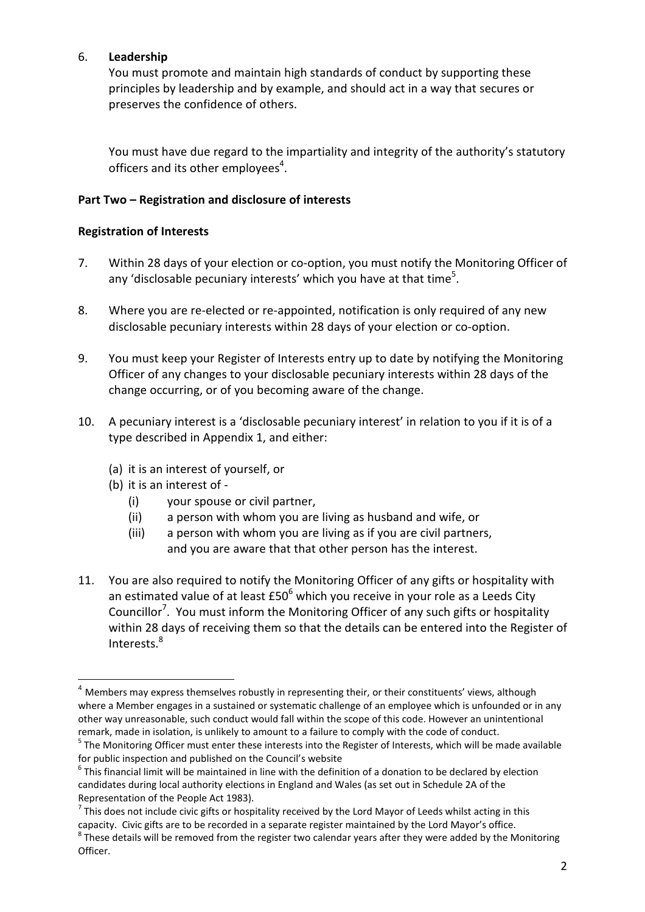6. **Leadership**

   You must promote and maintain high standards of conduct by supporting these principles by leadership and by example, and should act in a way that secures or preserves the confidence of others.

   You must have due regard to the impartiality and integrity of the authority's statutory officers and its other employees[4].

## Part Two – Registration and disclosure of interests

### Registration of Interests

7. Within 28 days of your election or co-option, you must notify the Monitoring Officer of any 'disclosable pecuniary interests' which you have at that time[5].

8. Where you are re-elected or re-appointed, notification is only required of any new disclosable pecuniary interests within 28 days of your election or co-option.

9. You must keep your Register of Interests entry up to date by notifying the Monitoring Officer of any changes to your disclosable pecuniary interests within 28 days of the change occurring, or of you becoming aware of the change.

10. A pecuniary interest is a 'disclosable pecuniary interest' in relation to you if it is of a type described in Appendix 1, and either:

    (a) it is an interest of yourself, or
    (b) it is an interest of -
        (i) your spouse or civil partner,
        (ii) a person with whom you are living as husband and wife, or
        (iii) a person with whom you are living as if you are civil partners, and you are aware that that other person has the interest.

11. You are also required to notify the Monitoring Officer of any gifts or hospitality with an estimated value of at least £50[6] which you receive in your role as a Leeds City Councillor[7]. You must inform the Monitoring Officer of any such gifts or hospitality within 28 days of receiving them so that the details can be entered into the Register of Interests.[8]

---

[4] Members may express themselves robustly in representing their, or their constituents' views, although where a Member engages in a sustained or systematic challenge of an employee which is unfounded or in any other way unreasonable, such conduct would fall within the scope of this code. However an unintentional remark, made in isolation, is unlikely to amount to a failure to comply with the code of conduct.

[5] The Monitoring Officer must enter these interests into the Register of Interests, which will be made available for public inspection and published on the Council's website

[6] This financial limit will be maintained in line with the definition of a donation to be declared by election candidates during local authority elections in England and Wales (as set out in Schedule 2A of the Representation of the People Act 1983).

[7] This does not include civic gifts or hospitality received by the Lord Mayor of Leeds whilst acting in this capacity. Civic gifts are to be recorded in a separate register maintained by the Lord Mayor's office.

[8] These details will be removed from the register two calendar years after they were added by the Monitoring Officer.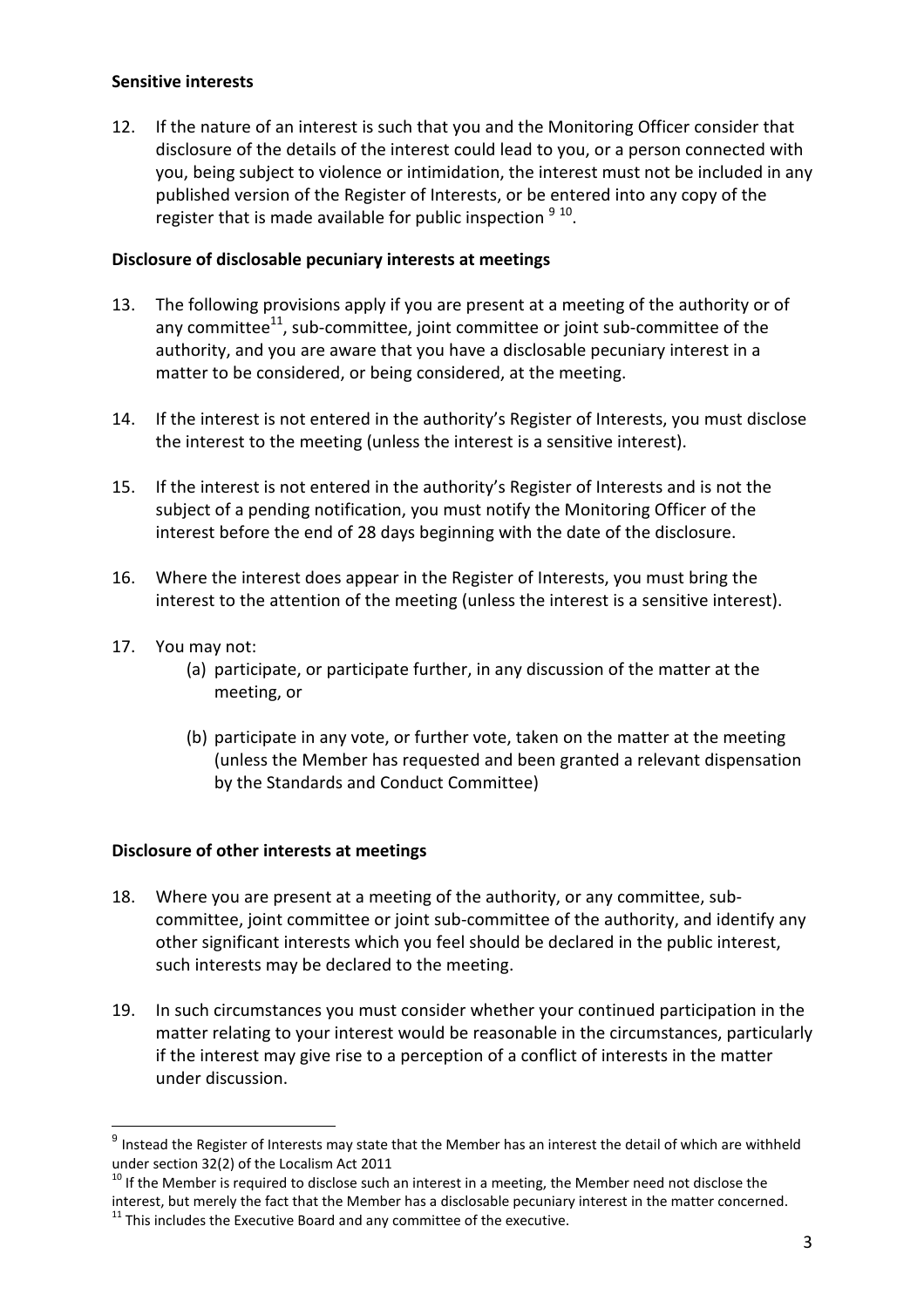**Sensitive interests**

12. If the nature of an interest is such that you and the Monitoring Officer consider that disclosure of the details of the interest could lead to you, or a person connected with you, being subject to violence or intimidation, the interest must not be included in any published version of the Register of Interests, or be entered into any copy of the register that is made available for public inspection [9] [10].

**Disclosure of disclosable pecuniary interests at meetings**

13. The following provisions apply if you are present at a meeting of the authority or of any committee[11], sub-committee, joint committee or joint sub-committee of the authority, and you are aware that you have a disclosable pecuniary interest in a matter to be considered, or being considered, at the meeting.

14. If the interest is not entered in the authority's Register of Interests, you must disclose the interest to the meeting (unless the interest is a sensitive interest).

15. If the interest is not entered in the authority's Register of Interests and is not the subject of a pending notification, you must notify the Monitoring Officer of the interest before the end of 28 days beginning with the date of the disclosure.

16. Where the interest does appear in the Register of Interests, you must bring the interest to the attention of the meeting (unless the interest is a sensitive interest).

17. You may not:
    (a) participate, or participate further, in any discussion of the matter at the meeting, or

    (b) participate in any vote, or further vote, taken on the matter at the meeting (unless the Member has requested and been granted a relevant dispensation by the Standards and Conduct Committee)

**Disclosure of other interests at meetings**

18. Where you are present at a meeting of the authority, or any committee, sub-committee, joint committee or joint sub-committee of the authority, and identify any other significant interests which you feel should be declared in the public interest, such interests may be declared to the meeting.

19. In such circumstances you must consider whether your continued participation in the matter relating to your interest would be reasonable in the circumstances, particularly if the interest may give rise to a perception of a conflict of interests in the matter under discussion.

---

[9] Instead the Register of Interests may state that the Member has an interest the detail of which are withheld under section 32(2) of the Localism Act 2011

[10] If the Member is required to disclose such an interest in a meeting, the Member need not disclose the interest, but merely the fact that the Member has a disclosable pecuniary interest in the matter concerned.

[11] This includes the Executive Board and any committee of the executive.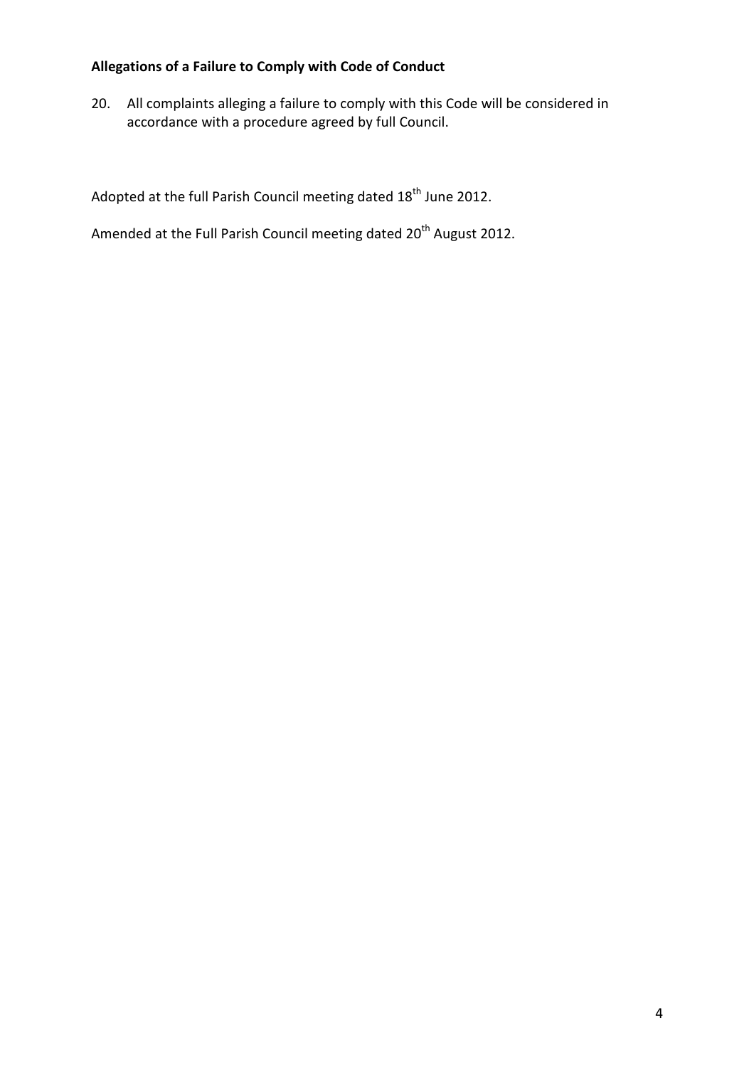**Allegations of a Failure to Comply with Code of Conduct**

20. All complaints alleging a failure to comply with this Code will be considered in accordance with a procedure agreed by full Council.

Adopted at the full Parish Council meeting dated 18th June 2012.

Amended at the Full Parish Council meeting dated 20th August 2012.